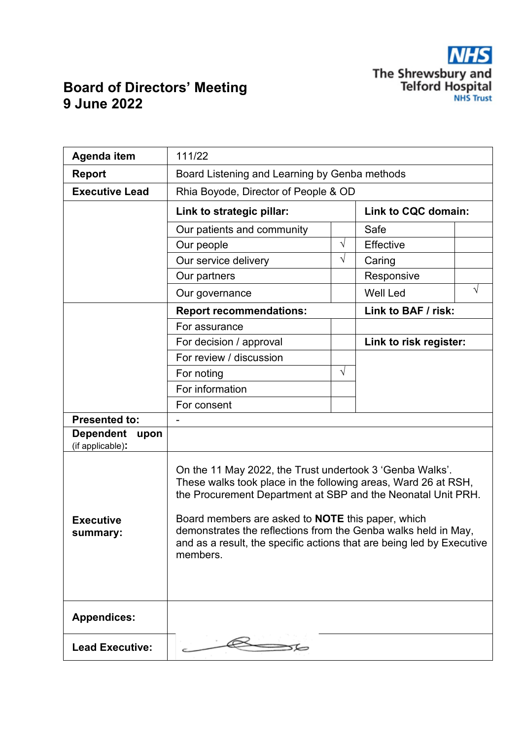# Board of Directors' Meeting
# 9 June 2022

The Shrewsbury and Telford Hospital NHS Trust

| Agenda item | 111/22 | | | |
|---|---|---|---|---|
| **Report** | Board Listening and Learning by Genba methods | | | |
| **Executive Lead** | Rhia Boyode, Director of People & OD | | | |
| | **Link to strategic pillar:** | | **Link to CQC domain:** | |
| | Our patients and community | | Safe | |
| | Our people | √ | Effective | |
| | Our service delivery | √ | Caring | |
| | Our partners | | Responsive | |
| | Our governance | | Well Led | √ |
| | **Report recommendations:** | | **Link to BAF / risk:** | |
| | For assurance | | | |
| | For decision / approval | | **Link to risk register:** | |
| | For review / discussion | | | |
| | For noting | √ | | |
| | For information | | | |
| | For consent | | | |
| **Presented to:** | - | | | |
| **Dependent upon** (if applicable)**:** | | | | |
| **Executive summary:** | On the 11 May 2022, the Trust undertook 3 'Genba Walks'. These walks took place in the following areas, Ward 26 at RSH, the Procurement Department at SBP and the Neonatal Unit PRH.<br><br>Board members are asked to **NOTE** this paper, which demonstrates the reflections from the Genba walks held in May, and as a result, the specific actions that are being led by Executive members. | | | |
| **Appendices:** | | | | |
| **Lead Executive:** | [signature] | | | |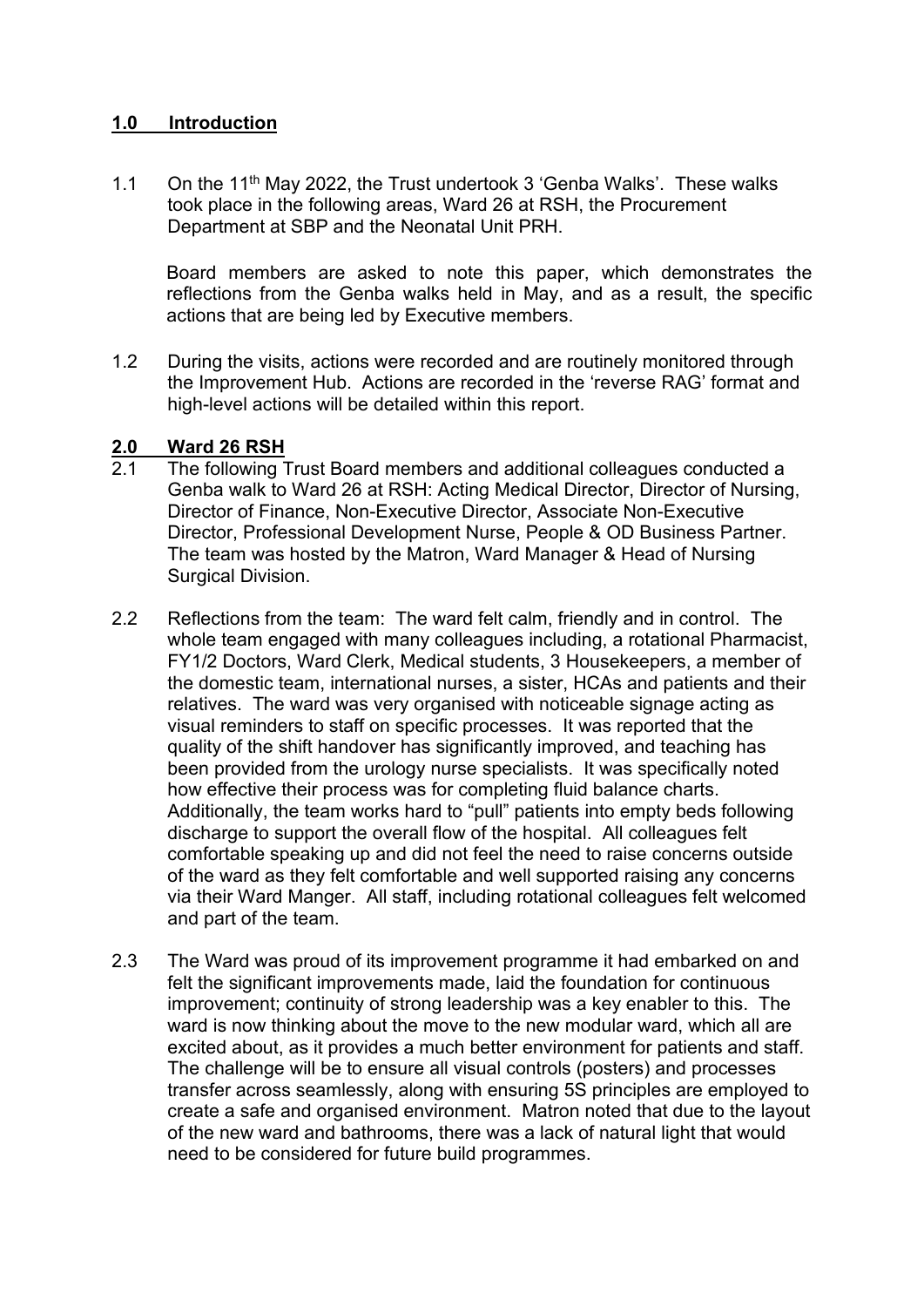## 1.0 Introduction

1.1 On the 11th May 2022, the Trust undertook 3 'Genba Walks'. These walks took place in the following areas, Ward 26 at RSH, the Procurement Department at SBP and the Neonatal Unit PRH.

Board members are asked to note this paper, which demonstrates the reflections from the Genba walks held in May, and as a result, the specific actions that are being led by Executive members.

1.2 During the visits, actions were recorded and are routinely monitored through the Improvement Hub. Actions are recorded in the 'reverse RAG' format and high-level actions will be detailed within this report.

## 2.0 Ward 26 RSH

2.1 The following Trust Board members and additional colleagues conducted a Genba walk to Ward 26 at RSH: Acting Medical Director, Director of Nursing, Director of Finance, Non-Executive Director, Associate Non-Executive Director, Professional Development Nurse, People & OD Business Partner. The team was hosted by the Matron, Ward Manager & Head of Nursing Surgical Division.

2.2 Reflections from the team: The ward felt calm, friendly and in control. The whole team engaged with many colleagues including, a rotational Pharmacist, FY1/2 Doctors, Ward Clerk, Medical students, 3 Housekeepers, a member of the domestic team, international nurses, a sister, HCAs and patients and their relatives. The ward was very organised with noticeable signage acting as visual reminders to staff on specific processes. It was reported that the quality of the shift handover has significantly improved, and teaching has been provided from the urology nurse specialists. It was specifically noted how effective their process was for completing fluid balance charts. Additionally, the team works hard to "pull" patients into empty beds following discharge to support the overall flow of the hospital. All colleagues felt comfortable speaking up and did not feel the need to raise concerns outside of the ward as they felt comfortable and well supported raising any concerns via their Ward Manger. All staff, including rotational colleagues felt welcomed and part of the team.

2.3 The Ward was proud of its improvement programme it had embarked on and felt the significant improvements made, laid the foundation for continuous improvement; continuity of strong leadership was a key enabler to this. The ward is now thinking about the move to the new modular ward, which all are excited about, as it provides a much better environment for patients and staff. The challenge will be to ensure all visual controls (posters) and processes transfer across seamlessly, along with ensuring 5S principles are employed to create a safe and organised environment. Matron noted that due to the layout of the new ward and bathrooms, there was a lack of natural light that would need to be considered for future build programmes.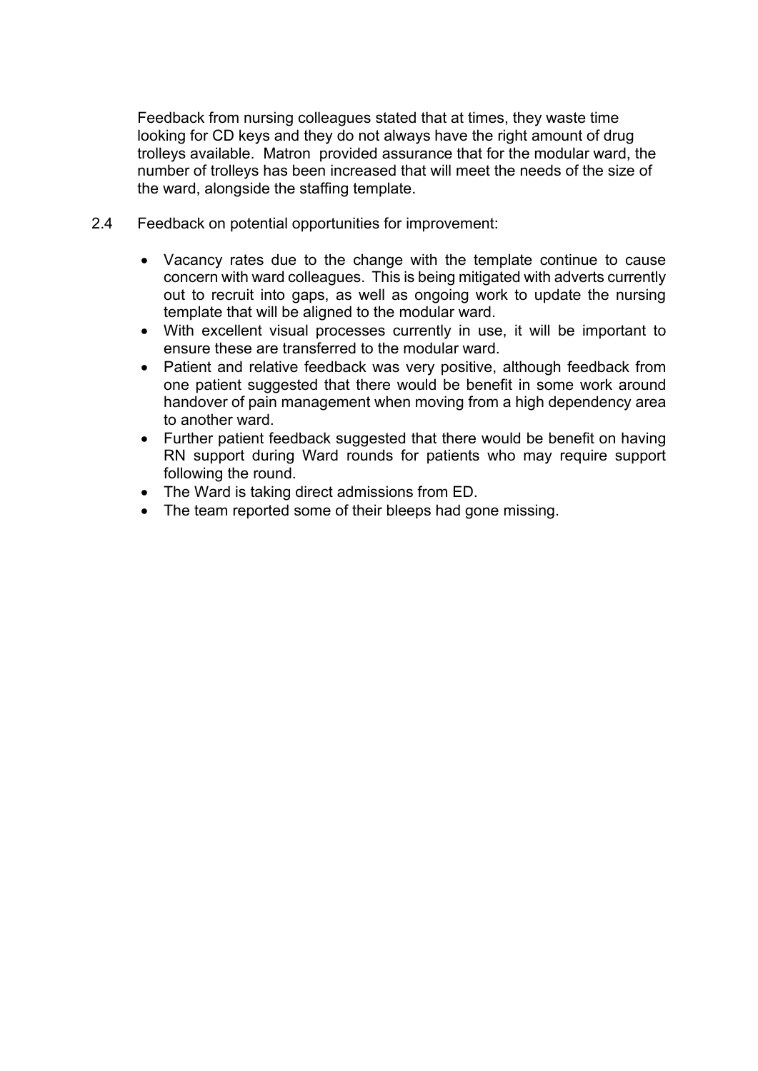Feedback from nursing colleagues stated that at times, they waste time looking for CD keys and they do not always have the right amount of drug trolleys available. Matron provided assurance that for the modular ward, the number of trolleys has been increased that will meet the needs of the size of the ward, alongside the staffing template.

2.4 Feedback on potential opportunities for improvement:

- Vacancy rates due to the change with the template continue to cause concern with ward colleagues. This is being mitigated with adverts currently out to recruit into gaps, as well as ongoing work to update the nursing template that will be aligned to the modular ward.
- With excellent visual processes currently in use, it will be important to ensure these are transferred to the modular ward.
- Patient and relative feedback was very positive, although feedback from one patient suggested that there would be benefit in some work around handover of pain management when moving from a high dependency area to another ward.
- Further patient feedback suggested that there would be benefit on having RN support during Ward rounds for patients who may require support following the round.
- The Ward is taking direct admissions from ED.
- The team reported some of their bleeps had gone missing.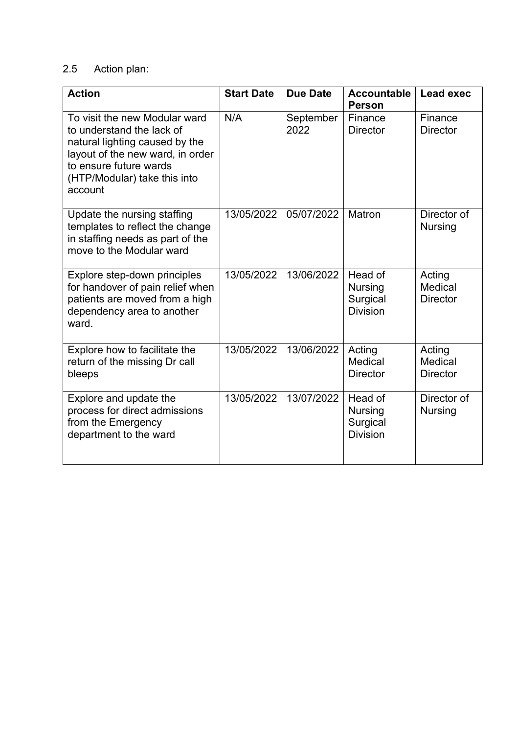## 2.5 Action plan:

| Action | Start Date | Due Date | Accountable Person | Lead exec |
|---|---|---|---|---|
| To visit the new Modular ward to understand the lack of natural lighting caused by the layout of the new ward, in order to ensure future wards (HTP/Modular) take this into account | N/A | September 2022 | Finance Director | Finance Director |
| Update the nursing staffing templates to reflect the change in staffing needs as part of the move to the Modular ward | 13/05/2022 | 05/07/2022 | Matron | Director of Nursing |
| Explore step-down principles for handover of pain relief when patients are moved from a high dependency area to another ward. | 13/05/2022 | 13/06/2022 | Head of Nursing Surgical Division | Acting Medical Director |
| Explore how to facilitate the return of the missing Dr call bleeps | 13/05/2022 | 13/06/2022 | Acting Medical Director | Acting Medical Director |
| Explore and update the process for direct admissions from the Emergency department to the ward | 13/05/2022 | 13/07/2022 | Head of Nursing Surgical Division | Director of Nursing |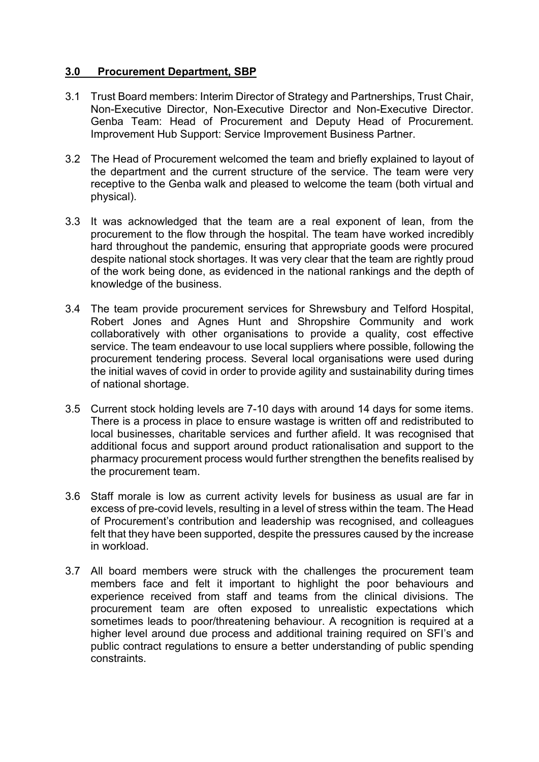## 3.0 Procurement Department, SBP

3.1 Trust Board members: Interim Director of Strategy and Partnerships, Trust Chair, Non-Executive Director, Non-Executive Director and Non-Executive Director. Genba Team: Head of Procurement and Deputy Head of Procurement. Improvement Hub Support: Service Improvement Business Partner.

3.2 The Head of Procurement welcomed the team and briefly explained to layout of the department and the current structure of the service. The team were very receptive to the Genba walk and pleased to welcome the team (both virtual and physical).

3.3 It was acknowledged that the team are a real exponent of lean, from the procurement to the flow through the hospital. The team have worked incredibly hard throughout the pandemic, ensuring that appropriate goods were procured despite national stock shortages. It was very clear that the team are rightly proud of the work being done, as evidenced in the national rankings and the depth of knowledge of the business.

3.4 The team provide procurement services for Shrewsbury and Telford Hospital, Robert Jones and Agnes Hunt and Shropshire Community and work collaboratively with other organisations to provide a quality, cost effective service. The team endeavour to use local suppliers where possible, following the procurement tendering process. Several local organisations were used during the initial waves of covid in order to provide agility and sustainability during times of national shortage.

3.5 Current stock holding levels are 7-10 days with around 14 days for some items. There is a process in place to ensure wastage is written off and redistributed to local businesses, charitable services and further afield. It was recognised that additional focus and support around product rationalisation and support to the pharmacy procurement process would further strengthen the benefits realised by the procurement team.

3.6 Staff morale is low as current activity levels for business as usual are far in excess of pre-covid levels, resulting in a level of stress within the team. The Head of Procurement's contribution and leadership was recognised, and colleagues felt that they have been supported, despite the pressures caused by the increase in workload.

3.7 All board members were struck with the challenges the procurement team members face and felt it important to highlight the poor behaviours and experience received from staff and teams from the clinical divisions. The procurement team are often exposed to unrealistic expectations which sometimes leads to poor/threatening behaviour. A recognition is required at a higher level around due process and additional training required on SFI's and public contract regulations to ensure a better understanding of public spending constraints.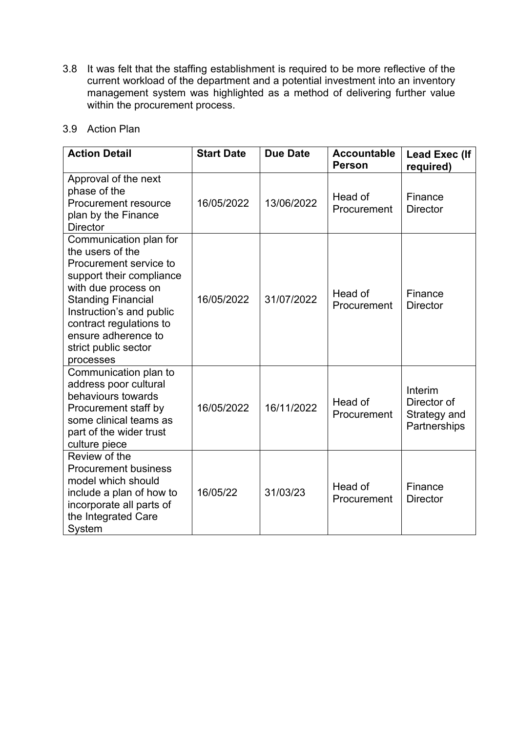3.8 It was felt that the staffing establishment is required to be more reflective of the current workload of the department and a potential investment into an inventory management system was highlighted as a method of delivering further value within the procurement process.

3.9 Action Plan

| Action Detail | Start Date | Due Date | Accountable Person | Lead Exec (If required) |
|---|---|---|---|---|
| Approval of the next phase of the Procurement resource plan by the Finance Director | 16/05/2022 | 13/06/2022 | Head of Procurement | Finance Director |
| Communication plan for the users of the Procurement service to support their compliance with due process on Standing Financial Instruction's and public contract regulations to ensure adherence to strict public sector processes | 16/05/2022 | 31/07/2022 | Head of Procurement | Finance Director |
| Communication plan to address poor cultural behaviours towards Procurement staff by some clinical teams as part of the wider trust culture piece | 16/05/2022 | 16/11/2022 | Head of Procurement | Interim Director of Strategy and Partnerships |
| Review of the Procurement business model which should include a plan of how to incorporate all parts of the Integrated Care System | 16/05/22 | 31/03/23 | Head of Procurement | Finance Director |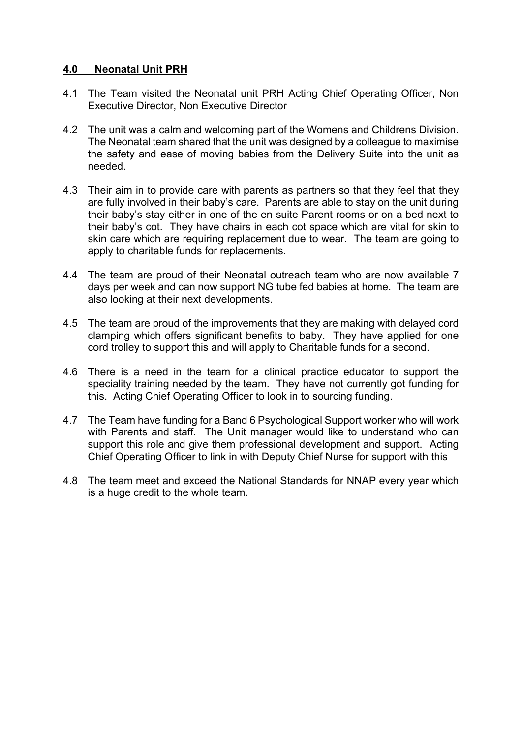## **4.0 Neonatal Unit PRH**

4.1 The Team visited the Neonatal unit PRH Acting Chief Operating Officer, Non Executive Director, Non Executive Director

4.2 The unit was a calm and welcoming part of the Womens and Childrens Division. The Neonatal team shared that the unit was designed by a colleague to maximise the safety and ease of moving babies from the Delivery Suite into the unit as needed.

4.3 Their aim in to provide care with parents as partners so that they feel that they are fully involved in their baby's care. Parents are able to stay on the unit during their baby's stay either in one of the en suite Parent rooms or on a bed next to their baby's cot. They have chairs in each cot space which are vital for skin to skin care which are requiring replacement due to wear. The team are going to apply to charitable funds for replacements.

4.4 The team are proud of their Neonatal outreach team who are now available 7 days per week and can now support NG tube fed babies at home. The team are also looking at their next developments.

4.5 The team are proud of the improvements that they are making with delayed cord clamping which offers significant benefits to baby. They have applied for one cord trolley to support this and will apply to Charitable funds for a second.

4.6 There is a need in the team for a clinical practice educator to support the speciality training needed by the team. They have not currently got funding for this. Acting Chief Operating Officer to look in to sourcing funding.

4.7 The Team have funding for a Band 6 Psychological Support worker who will work with Parents and staff. The Unit manager would like to understand who can support this role and give them professional development and support. Acting Chief Operating Officer to link in with Deputy Chief Nurse for support with this

4.8 The team meet and exceed the National Standards for NNAP every year which is a huge credit to the whole team.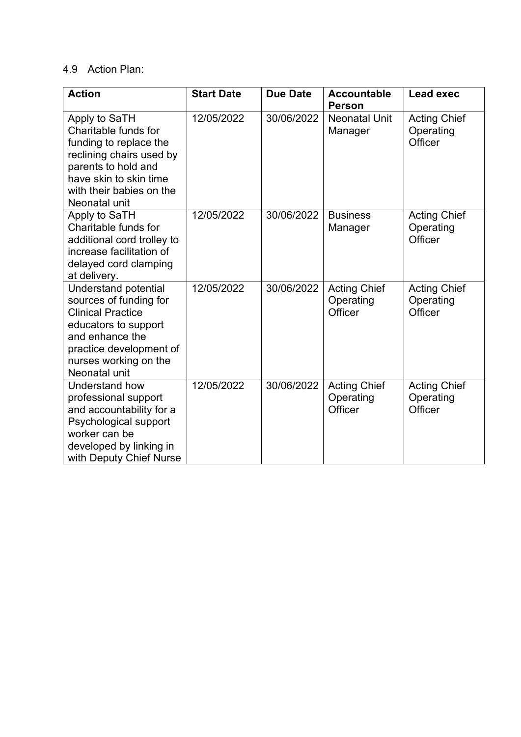4.9 Action Plan:

| Action | Start Date | Due Date | Accountable Person | Lead exec |
| --- | --- | --- | --- | --- |
| Apply to SaTH Charitable funds for funding to replace the reclining chairs used by parents to hold and have skin to skin time with their babies on the Neonatal unit | 12/05/2022 | 30/06/2022 | Neonatal Unit Manager | Acting Chief Operating Officer |
| Apply to SaTH Charitable funds for additional cord trolley to increase facilitation of delayed cord clamping at delivery. | 12/05/2022 | 30/06/2022 | Business Manager | Acting Chief Operating Officer |
| Understand potential sources of funding for Clinical Practice educators to support and enhance the practice development of nurses working on the Neonatal unit | 12/05/2022 | 30/06/2022 | Acting Chief Operating Officer | Acting Chief Operating Officer |
| Understand how professional support and accountability for a Psychological support worker can be developed by linking in with Deputy Chief Nurse | 12/05/2022 | 30/06/2022 | Acting Chief Operating Officer | Acting Chief Operating Officer |